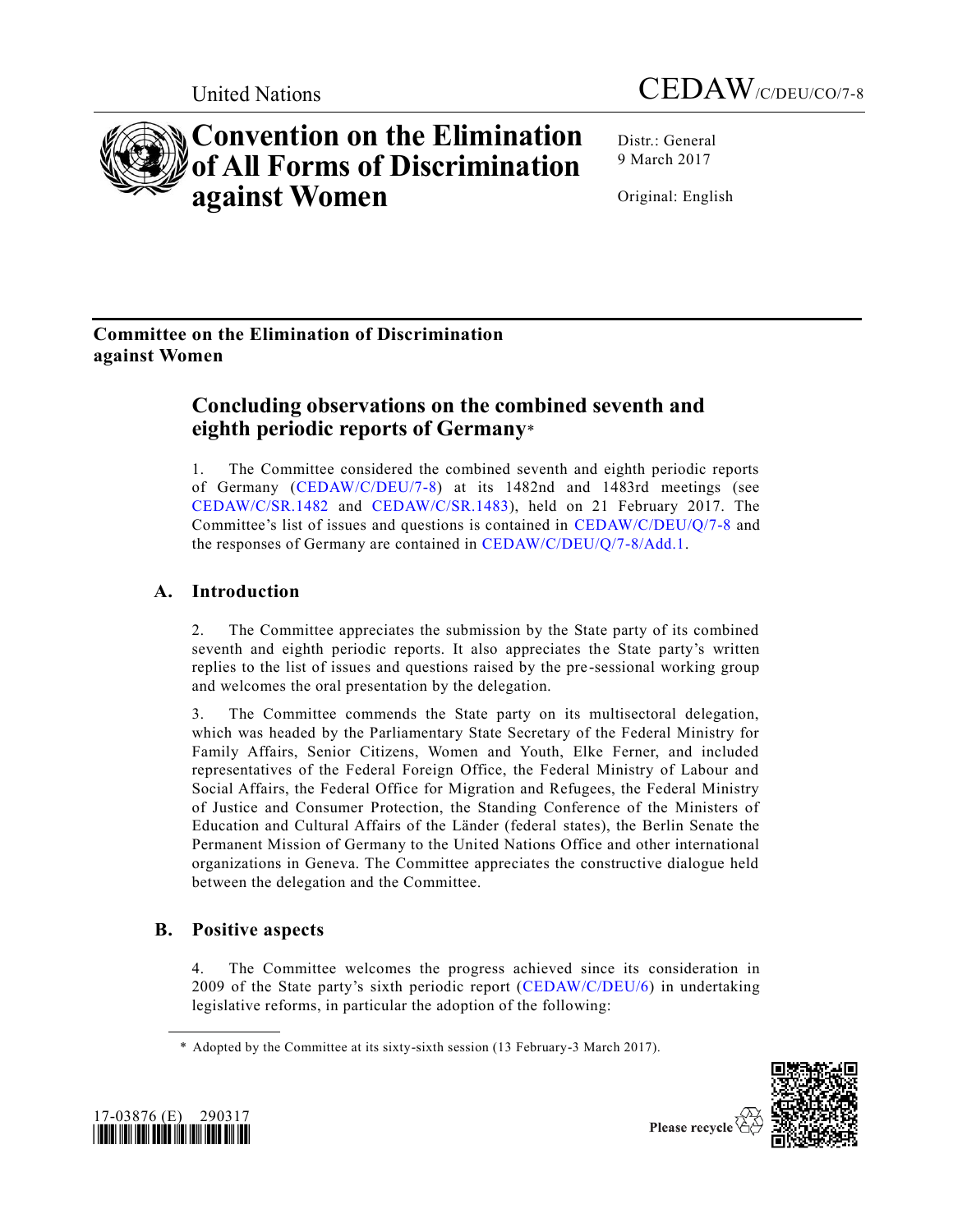United Nations

CEDAW/C/DEU/CO/7-8

# Convention on the Elimination of All Forms of Discrimination against Women

Distr.: General
9 March 2017

Original: English

## Committee on the Elimination of Discrimination against Women

## Concluding observations on the combined seventh and eighth periodic reports of Germany*

1. The Committee considered the combined seventh and eighth periodic reports of Germany (CEDAW/C/DEU/7-8) at its 1482nd and 1483rd meetings (see CEDAW/C/SR.1482 and CEDAW/C/SR.1483), held on 21 February 2017. The Committee's list of issues and questions is contained in CEDAW/C/DEU/Q/7-8 and the responses of Germany are contained in CEDAW/C/DEU/Q/7-8/Add.1.

### A. Introduction

2. The Committee appreciates the submission by the State party of its combined seventh and eighth periodic reports. It also appreciates the State party's written replies to the list of issues and questions raised by the pre-sessional working group and welcomes the oral presentation by the delegation.

3. The Committee commends the State party on its multisectoral delegation, which was headed by the Parliamentary State Secretary of the Federal Ministry for Family Affairs, Senior Citizens, Women and Youth, Elke Ferner, and included representatives of the Federal Foreign Office, the Federal Ministry of Labour and Social Affairs, the Federal Office for Migration and Refugees, the Federal Ministry of Justice and Consumer Protection, the Standing Conference of the Ministers of Education and Cultural Affairs of the Länder (federal states), the Berlin Senate the Permanent Mission of Germany to the United Nations Office and other international organizations in Geneva. The Committee appreciates the constructive dialogue held between the delegation and the Committee.

### B. Positive aspects

4. The Committee welcomes the progress achieved since its consideration in 2009 of the State party's sixth periodic report (CEDAW/C/DEU/6) in undertaking legislative reforms, in particular the adoption of the following:

\* Adopted by the Committee at its sixty-sixth session (13 February-3 March 2017).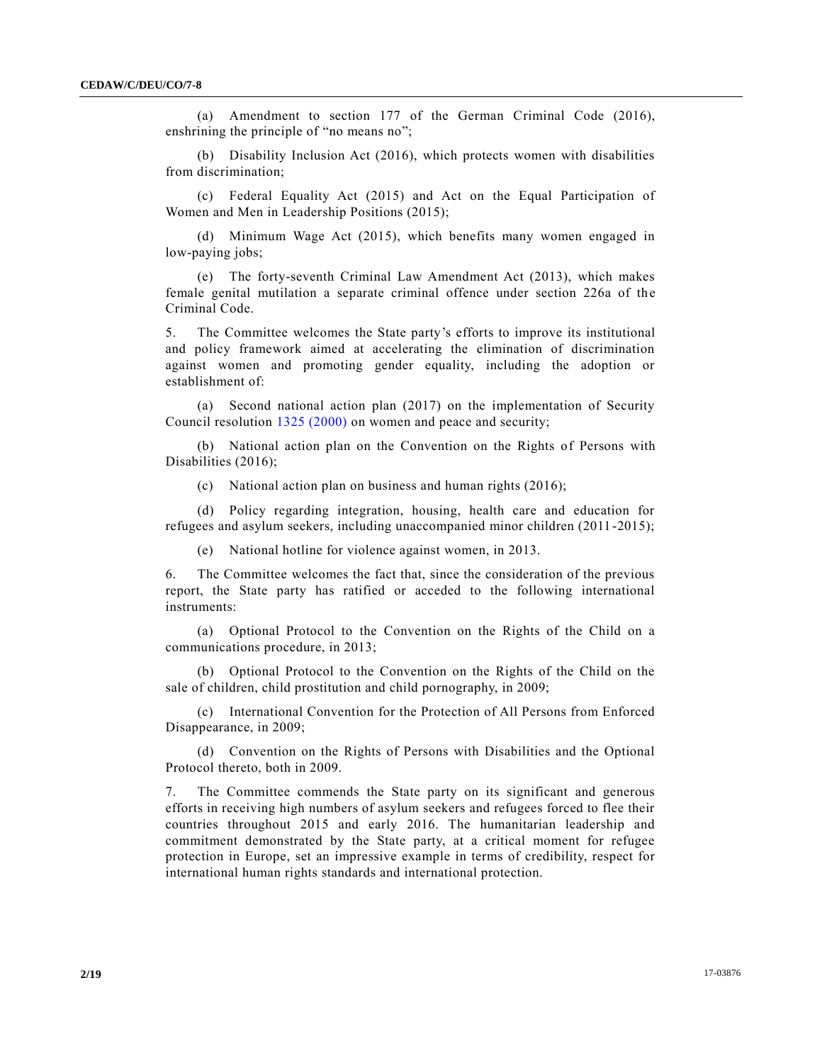(a) Amendment to section 177 of the German Criminal Code (2016), enshrining the principle of "no means no";

(b) Disability Inclusion Act (2016), which protects women with disabilities from discrimination;

(c) Federal Equality Act (2015) and Act on the Equal Participation of Women and Men in Leadership Positions (2015);

(d) Minimum Wage Act (2015), which benefits many women engaged in low-paying jobs;

(e) The forty-seventh Criminal Law Amendment Act (2013), which makes female genital mutilation a separate criminal offence under section 226a of the Criminal Code.

5. The Committee welcomes the State party's efforts to improve its institutional and policy framework aimed at accelerating the elimination of discrimination against women and promoting gender equality, including the adoption or establishment of:

(a) Second national action plan (2017) on the implementation of Security Council resolution 1325 (2000) on women and peace and security;

(b) National action plan on the Convention on the Rights of Persons with Disabilities (2016);

(c) National action plan on business and human rights (2016);

(d) Policy regarding integration, housing, health care and education for refugees and asylum seekers, including unaccompanied minor children (2011-2015);

(e) National hotline for violence against women, in 2013.

6. The Committee welcomes the fact that, since the consideration of the previous report, the State party has ratified or acceded to the following international instruments:

(a) Optional Protocol to the Convention on the Rights of the Child on a communications procedure, in 2013;

(b) Optional Protocol to the Convention on the Rights of the Child on the sale of children, child prostitution and child pornography, in 2009;

(c) International Convention for the Protection of All Persons from Enforced Disappearance, in 2009;

(d) Convention on the Rights of Persons with Disabilities and the Optional Protocol thereto, both in 2009.

7. The Committee commends the State party on its significant and generous efforts in receiving high numbers of asylum seekers and refugees forced to flee their countries throughout 2015 and early 2016. The humanitarian leadership and commitment demonstrated by the State party, at a critical moment for refugee protection in Europe, set an impressive example in terms of credibility, respect for international human rights standards and international protection.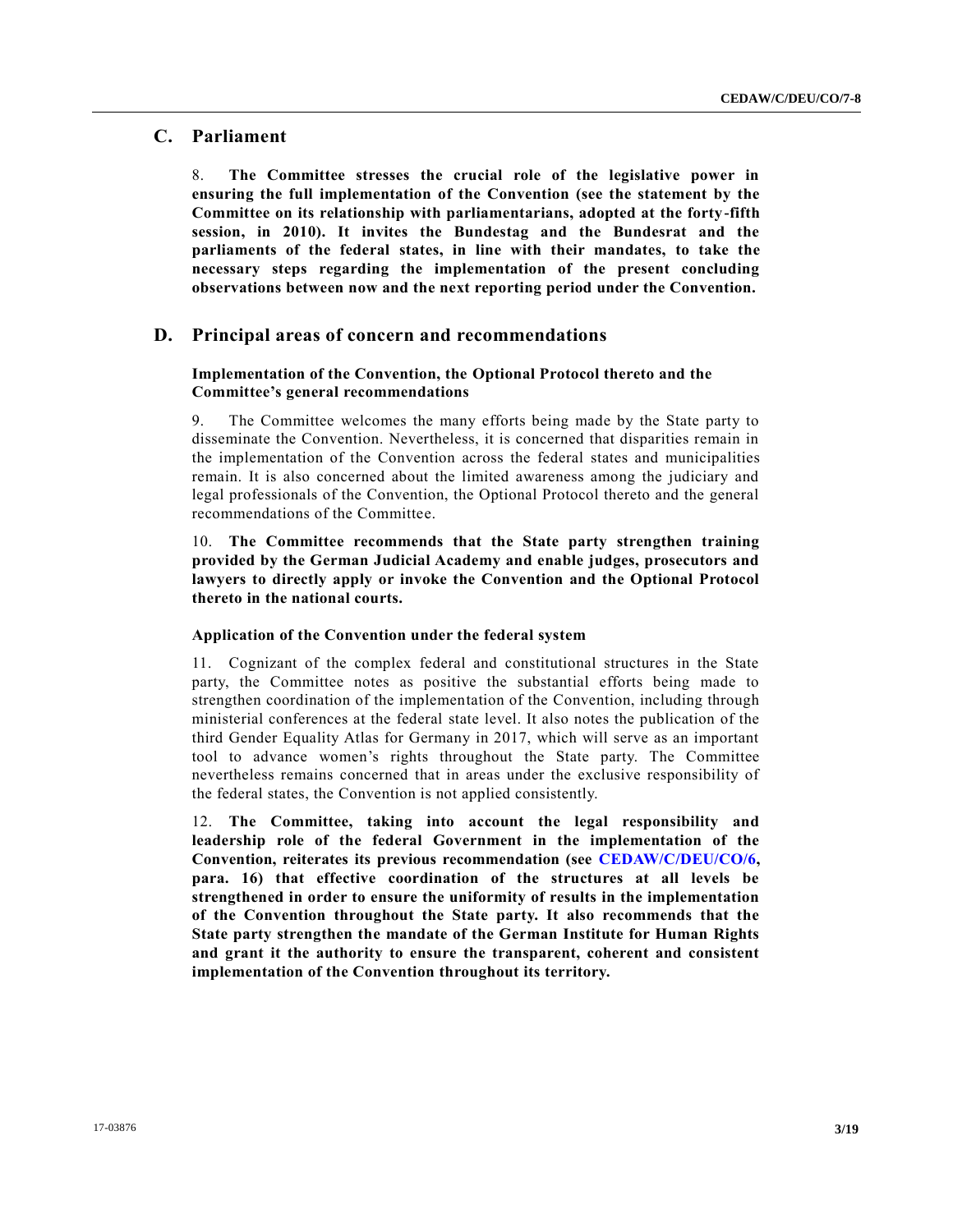## C. Parliament

8. **The Committee stresses the crucial role of the legislative power in ensuring the full implementation of the Convention (see the statement by the Committee on its relationship with parliamentarians, adopted at the forty-fifth session, in 2010). It invites the Bundestag and the Bundesrat and the parliaments of the federal states, in line with their mandates, to take the necessary steps regarding the implementation of the present concluding observations between now and the next reporting period under the Convention.**

## D. Principal areas of concern and recommendations

### Implementation of the Convention, the Optional Protocol thereto and the Committee's general recommendations

9. The Committee welcomes the many efforts being made by the State party to disseminate the Convention. Nevertheless, it is concerned that disparities remain in the implementation of the Convention across the federal states and municipalities remain. It is also concerned about the limited awareness among the judiciary and legal professionals of the Convention, the Optional Protocol thereto and the general recommendations of the Committee.

10. **The Committee recommends that the State party strengthen training provided by the German Judicial Academy and enable judges, prosecutors and lawyers to directly apply or invoke the Convention and the Optional Protocol thereto in the national courts.**

### Application of the Convention under the federal system

11. Cognizant of the complex federal and constitutional structures in the State party, the Committee notes as positive the substantial efforts being made to strengthen coordination of the implementation of the Convention, including through ministerial conferences at the federal state level. It also notes the publication of the third Gender Equality Atlas for Germany in 2017, which will serve as an important tool to advance women's rights throughout the State party. The Committee nevertheless remains concerned that in areas under the exclusive responsibility of the federal states, the Convention is not applied consistently.

12. **The Committee, taking into account the legal responsibility and leadership role of the federal Government in the implementation of the Convention, reiterates its previous recommendation (see CEDAW/C/DEU/CO/6, para. 16) that effective coordination of the structures at all levels be strengthened in order to ensure the uniformity of results in the implementation of the Convention throughout the State party. It also recommends that the State party strengthen the mandate of the German Institute for Human Rights and grant it the authority to ensure the transparent, coherent and consistent implementation of the Convention throughout its territory.**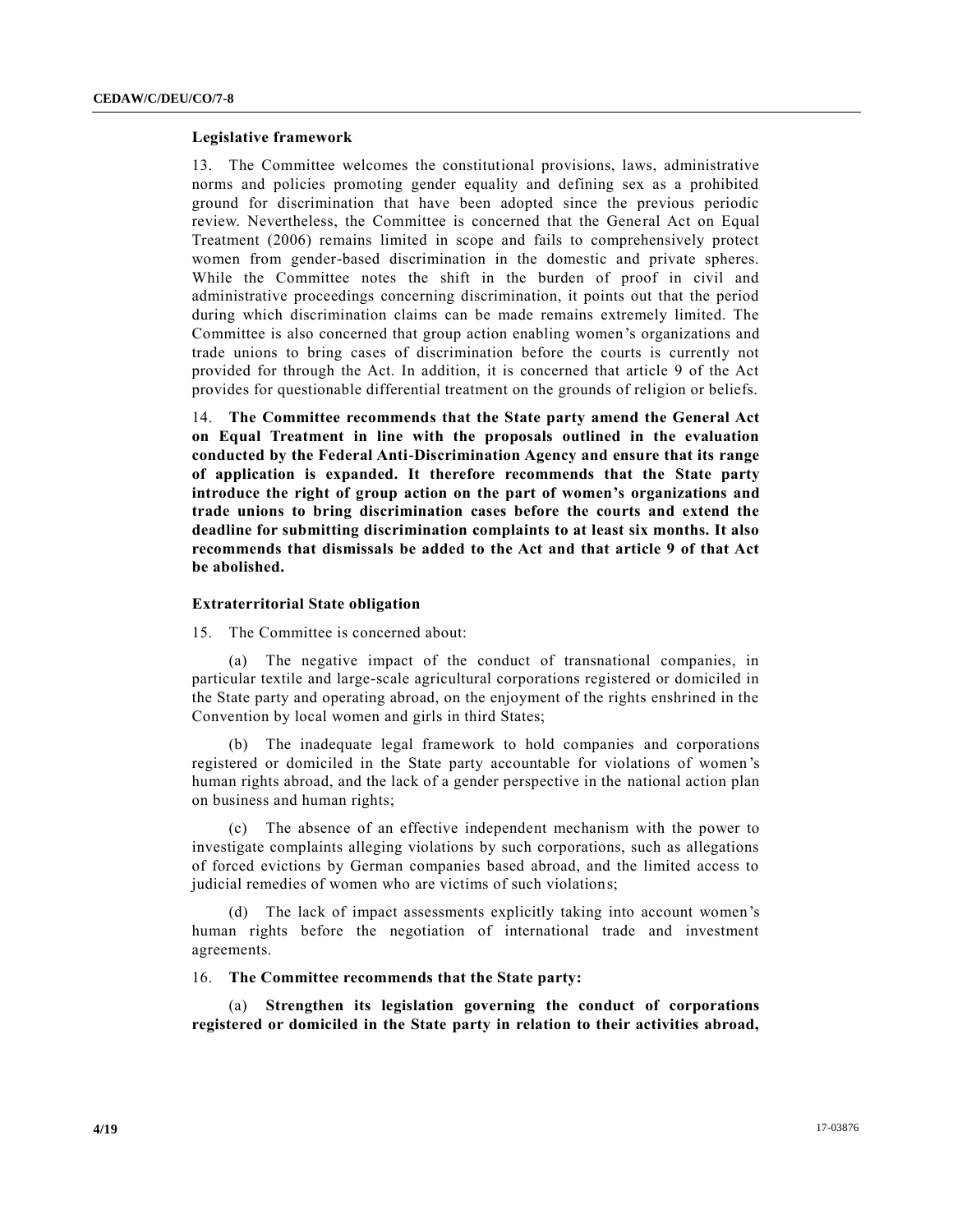### Legislative framework

13. The Committee welcomes the constitutional provisions, laws, administrative norms and policies promoting gender equality and defining sex as a prohibited ground for discrimination that have been adopted since the previous periodic review. Nevertheless, the Committee is concerned that the General Act on Equal Treatment (2006) remains limited in scope and fails to comprehensively protect women from gender-based discrimination in the domestic and private spheres. While the Committee notes the shift in the burden of proof in civil and administrative proceedings concerning discrimination, it points out that the period during which discrimination claims can be made remains extremely limited. The Committee is also concerned that group action enabling women's organizations and trade unions to bring cases of discrimination before the courts is currently not provided for through the Act. In addition, it is concerned that article 9 of the Act provides for questionable differential treatment on the grounds of religion or beliefs.

14. **The Committee recommends that the State party amend the General Act on Equal Treatment in line with the proposals outlined in the evaluation conducted by the Federal Anti-Discrimination Agency and ensure that its range of application is expanded. It therefore recommends that the State party introduce the right of group action on the part of women's organizations and trade unions to bring discrimination cases before the courts and extend the deadline for submitting discrimination complaints to at least six months. It also recommends that dismissals be added to the Act and that article 9 of that Act be abolished.**

### Extraterritorial State obligation

15. The Committee is concerned about:

(a) The negative impact of the conduct of transnational companies, in particular textile and large-scale agricultural corporations registered or domiciled in the State party and operating abroad, on the enjoyment of the rights enshrined in the Convention by local women and girls in third States;

(b) The inadequate legal framework to hold companies and corporations registered or domiciled in the State party accountable for violations of women's human rights abroad, and the lack of a gender perspective in the national action plan on business and human rights;

(c) The absence of an effective independent mechanism with the power to investigate complaints alleging violations by such corporations, such as allegations of forced evictions by German companies based abroad, and the limited access to judicial remedies of women who are victims of such violations;

(d) The lack of impact assessments explicitly taking into account women's human rights before the negotiation of international trade and investment agreements.

16. **The Committee recommends that the State party:**

(a) **Strengthen its legislation governing the conduct of corporations registered or domiciled in the State party in relation to their activities abroad,**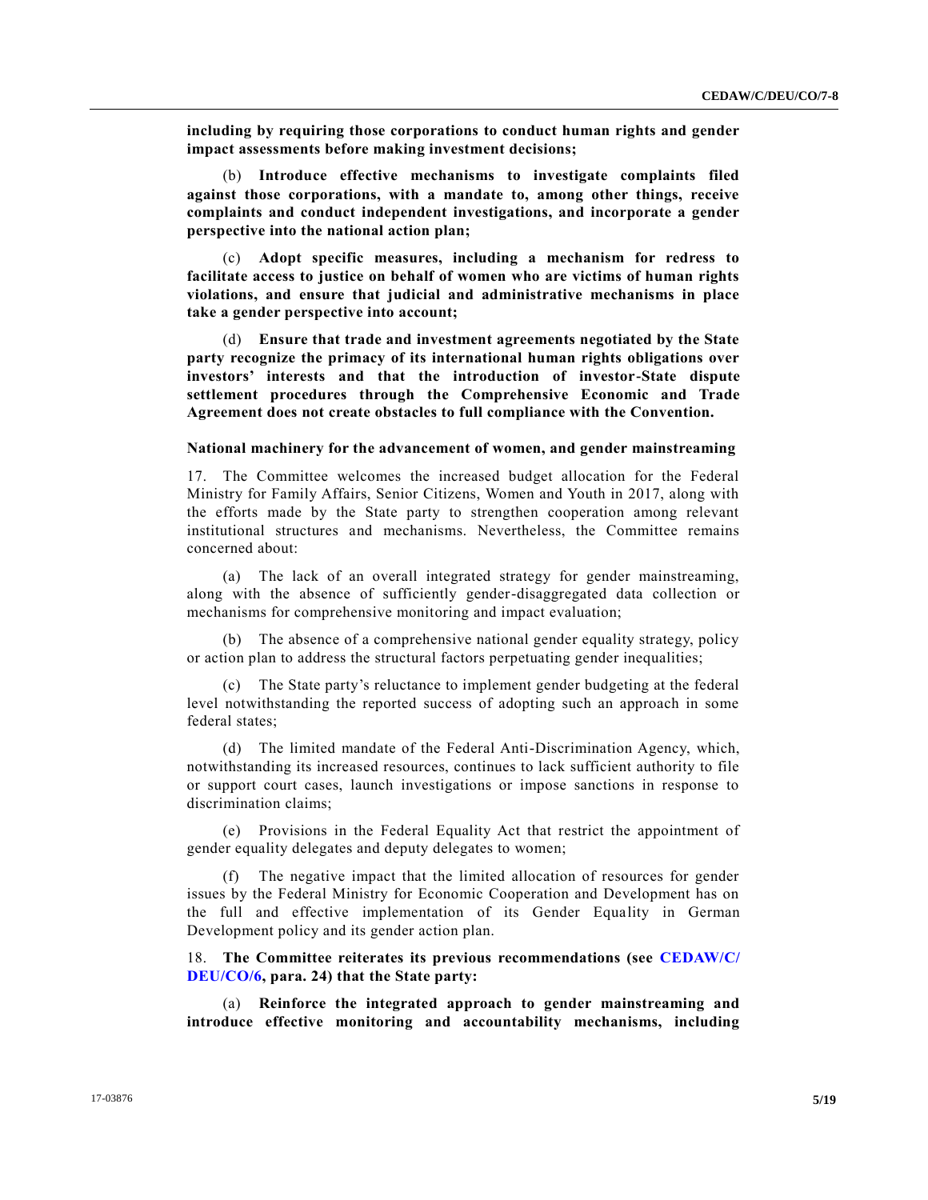**including by requiring those corporations to conduct human rights and gender impact assessments before making investment decisions;**

(b) **Introduce effective mechanisms to investigate complaints filed against those corporations, with a mandate to, among other things, receive complaints and conduct independent investigations, and incorporate a gender perspective into the national action plan;**

(c) **Adopt specific measures, including a mechanism for redress to facilitate access to justice on behalf of women who are victims of human rights violations, and ensure that judicial and administrative mechanisms in place take a gender perspective into account;**

(d) **Ensure that trade and investment agreements negotiated by the State party recognize the primacy of its international human rights obligations over investors' interests and that the introduction of investor-State dispute settlement procedures through the Comprehensive Economic and Trade Agreement does not create obstacles to full compliance with the Convention.**

### National machinery for the advancement of women, and gender mainstreaming

17. The Committee welcomes the increased budget allocation for the Federal Ministry for Family Affairs, Senior Citizens, Women and Youth in 2017, along with the efforts made by the State party to strengthen cooperation among relevant institutional structures and mechanisms. Nevertheless, the Committee remains concerned about:

(a) The lack of an overall integrated strategy for gender mainstreaming, along with the absence of sufficiently gender-disaggregated data collection or mechanisms for comprehensive monitoring and impact evaluation;

(b) The absence of a comprehensive national gender equality strategy, policy or action plan to address the structural factors perpetuating gender inequalities;

(c) The State party's reluctance to implement gender budgeting at the federal level notwithstanding the reported success of adopting such an approach in some federal states;

(d) The limited mandate of the Federal Anti-Discrimination Agency, which, notwithstanding its increased resources, continues to lack sufficient authority to file or support court cases, launch investigations or impose sanctions in response to discrimination claims;

(e) Provisions in the Federal Equality Act that restrict the appointment of gender equality delegates and deputy delegates to women;

(f) The negative impact that the limited allocation of resources for gender issues by the Federal Ministry for Economic Cooperation and Development has on the full and effective implementation of its Gender Equality in German Development policy and its gender action plan.

18. **The Committee reiterates its previous recommendations (see CEDAW/C/DEU/CO/6, para. 24) that the State party:**

(a) **Reinforce the integrated approach to gender mainstreaming and introduce effective monitoring and accountability mechanisms, including**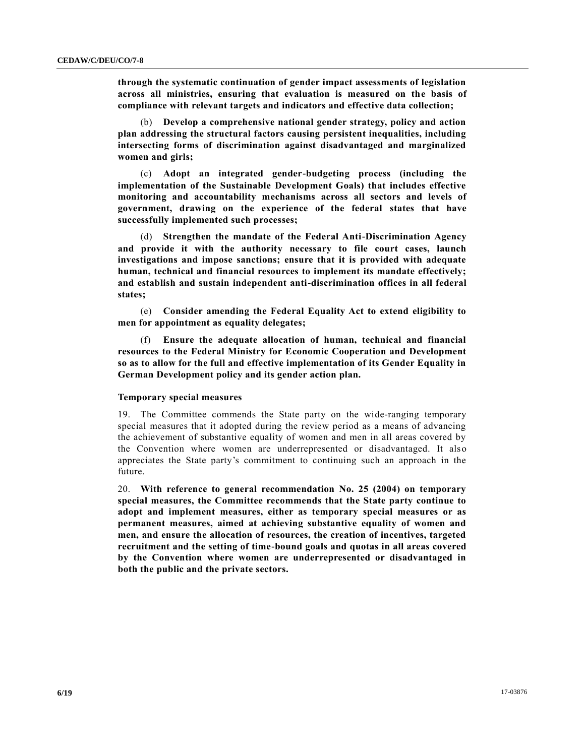**through the systematic continuation of gender impact assessments of legislation across all ministries, ensuring that evaluation is measured on the basis of compliance with relevant targets and indicators and effective data collection;**

(b) **Develop a comprehensive national gender strategy, policy and action plan addressing the structural factors causing persistent inequalities, including intersecting forms of discrimination against disadvantaged and marginalized women and girls;**

(c) **Adopt an integrated gender-budgeting process (including the implementation of the Sustainable Development Goals) that includes effective monitoring and accountability mechanisms across all sectors and levels of government, drawing on the experience of the federal states that have successfully implemented such processes;**

(d) **Strengthen the mandate of the Federal Anti-Discrimination Agency and provide it with the authority necessary to file court cases, launch investigations and impose sanctions; ensure that it is provided with adequate human, technical and financial resources to implement its mandate effectively; and establish and sustain independent anti-discrimination offices in all federal states;**

(e) **Consider amending the Federal Equality Act to extend eligibility to men for appointment as equality delegates;**

(f) **Ensure the adequate allocation of human, technical and financial resources to the Federal Ministry for Economic Cooperation and Development so as to allow for the full and effective implementation of its Gender Equality in German Development policy and its gender action plan.**

### Temporary special measures

19. The Committee commends the State party on the wide-ranging temporary special measures that it adopted during the review period as a means of advancing the achievement of substantive equality of women and men in all areas covered by the Convention where women are underrepresented or disadvantaged. It also appreciates the State party's commitment to continuing such an approach in the future.

20. **With reference to general recommendation No. 25 (2004) on temporary special measures, the Committee recommends that the State party continue to adopt and implement measures, either as temporary special measures or as permanent measures, aimed at achieving substantive equality of women and men, and ensure the allocation of resources, the creation of incentives, targeted recruitment and the setting of time-bound goals and quotas in all areas covered by the Convention where women are underrepresented or disadvantaged in both the public and the private sectors.**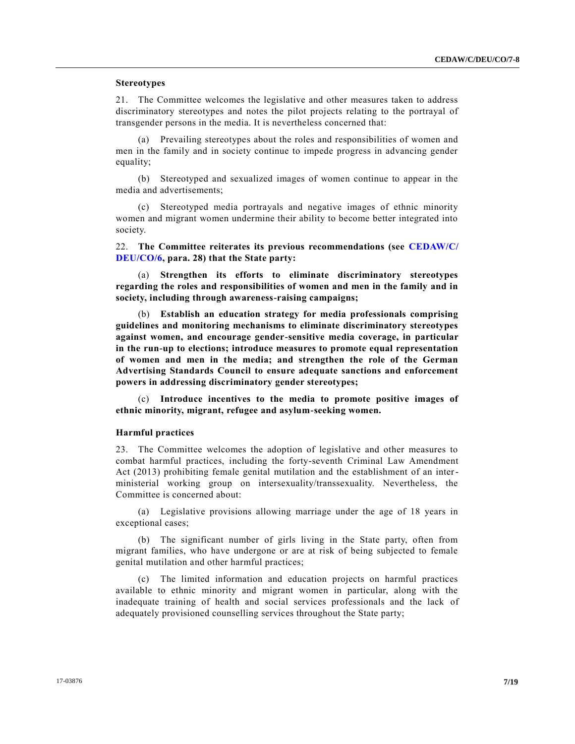### Stereotypes

21. The Committee welcomes the legislative and other measures taken to address discriminatory stereotypes and notes the pilot projects relating to the portrayal of transgender persons in the media. It is nevertheless concerned that:

(a) Prevailing stereotypes about the roles and responsibilities of women and men in the family and in society continue to impede progress in advancing gender equality;

(b) Stereotyped and sexualized images of women continue to appear in the media and advertisements;

(c) Stereotyped media portrayals and negative images of ethnic minority women and migrant women undermine their ability to become better integrated into society.

22. **The Committee reiterates its previous recommendations (see CEDAW/C/DEU/CO/6, para. 28) that the State party:**

(a) **Strengthen its efforts to eliminate discriminatory stereotypes regarding the roles and responsibilities of women and men in the family and in society, including through awareness-raising campaigns;**

(b) **Establish an education strategy for media professionals comprising guidelines and monitoring mechanisms to eliminate discriminatory stereotypes against women, and encourage gender-sensitive media coverage, in particular in the run-up to elections; introduce measures to promote equal representation of women and men in the media; and strengthen the role of the German Advertising Standards Council to ensure adequate sanctions and enforcement powers in addressing discriminatory gender stereotypes;**

(c) **Introduce incentives to the media to promote positive images of ethnic minority, migrant, refugee and asylum-seeking women.**

### Harmful practices

23. The Committee welcomes the adoption of legislative and other measures to combat harmful practices, including the forty-seventh Criminal Law Amendment Act (2013) prohibiting female genital mutilation and the establishment of an inter-ministerial working group on intersexuality/transsexuality. Nevertheless, the Committee is concerned about:

(a) Legislative provisions allowing marriage under the age of 18 years in exceptional cases;

(b) The significant number of girls living in the State party, often from migrant families, who have undergone or are at risk of being subjected to female genital mutilation and other harmful practices;

(c) The limited information and education projects on harmful practices available to ethnic minority and migrant women in particular, along with the inadequate training of health and social services professionals and the lack of adequately provisioned counselling services throughout the State party;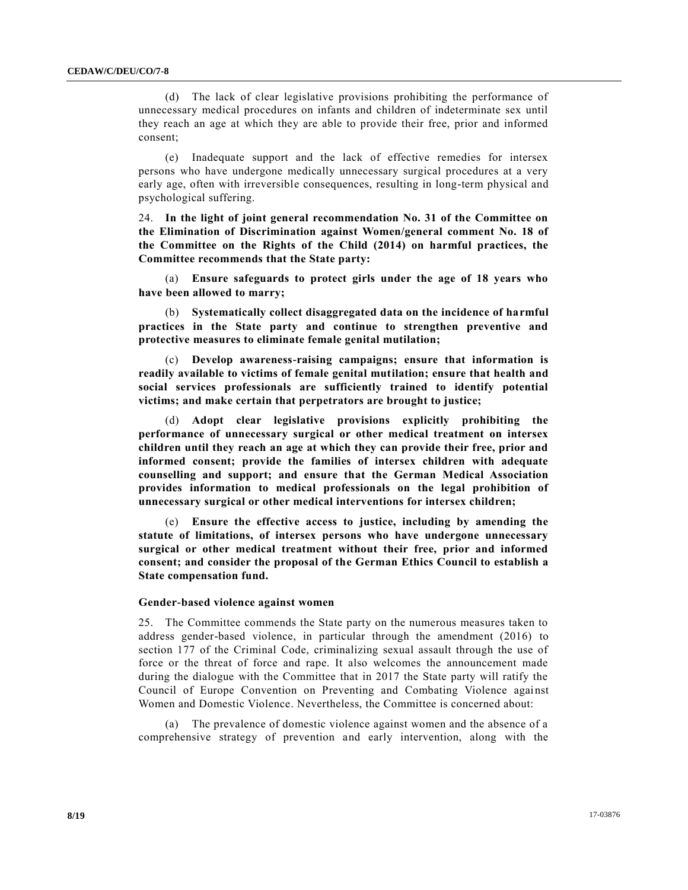(d) The lack of clear legislative provisions prohibiting the performance of unnecessary medical procedures on infants and children of indeterminate sex until they reach an age at which they are able to provide their free, prior and informed consent;

(e) Inadequate support and the lack of effective remedies for intersex persons who have undergone medically unnecessary surgical procedures at a very early age, often with irreversible consequences, resulting in long-term physical and psychological suffering.

24. **In the light of joint general recommendation No. 31 of the Committee on the Elimination of Discrimination against Women/general comment No. 18 of the Committee on the Rights of the Child (2014) on harmful practices, the Committee recommends that the State party:**

(a) **Ensure safeguards to protect girls under the age of 18 years who have been allowed to marry;**

(b) **Systematically collect disaggregated data on the incidence of harmful practices in the State party and continue to strengthen preventive and protective measures to eliminate female genital mutilation;**

(c) **Develop awareness-raising campaigns; ensure that information is readily available to victims of female genital mutilation; ensure that health and social services professionals are sufficiently trained to identify potential victims; and make certain that perpetrators are brought to justice;**

(d) **Adopt clear legislative provisions explicitly prohibiting the performance of unnecessary surgical or other medical treatment on intersex children until they reach an age at which they can provide their free, prior and informed consent; provide the families of intersex children with adequate counselling and support; and ensure that the German Medical Association provides information to medical professionals on the legal prohibition of unnecessary surgical or other medical interventions for intersex children;**

(e) **Ensure the effective access to justice, including by amending the statute of limitations, of intersex persons who have undergone unnecessary surgical or other medical treatment without their free, prior and informed consent; and consider the proposal of the German Ethics Council to establish a State compensation fund.**

#### Gender-based violence against women

25. The Committee commends the State party on the numerous measures taken to address gender-based violence, in particular through the amendment (2016) to section 177 of the Criminal Code, criminalizing sexual assault through the use of force or the threat of force and rape. It also welcomes the announcement made during the dialogue with the Committee that in 2017 the State party will ratify the Council of Europe Convention on Preventing and Combating Violence against Women and Domestic Violence. Nevertheless, the Committee is concerned about:

(a) The prevalence of domestic violence against women and the absence of a comprehensive strategy of prevention and early intervention, along with the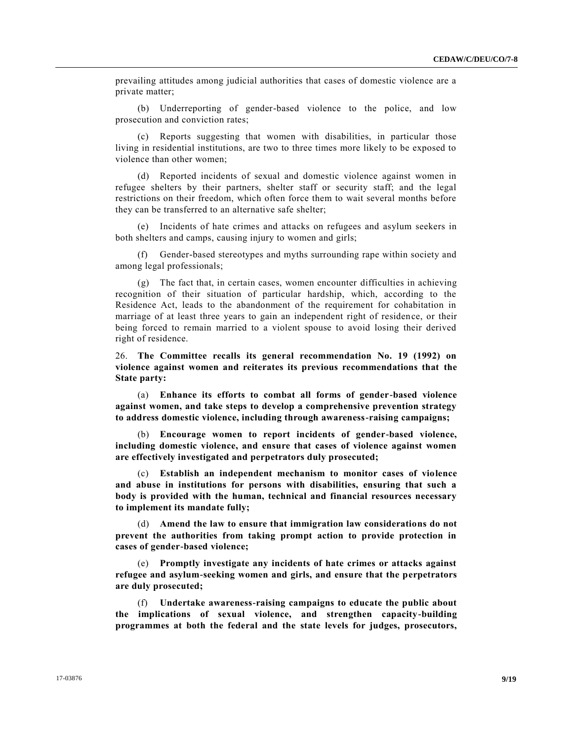prevailing attitudes among judicial authorities that cases of domestic violence are a private matter;

(b) Underreporting of gender-based violence to the police, and low prosecution and conviction rates;

(c) Reports suggesting that women with disabilities, in particular those living in residential institutions, are two to three times more likely to be exposed to violence than other women;

(d) Reported incidents of sexual and domestic violence against women in refugee shelters by their partners, shelter staff or security staff; and the legal restrictions on their freedom, which often force them to wait several months before they can be transferred to an alternative safe shelter;

(e) Incidents of hate crimes and attacks on refugees and asylum seekers in both shelters and camps, causing injury to women and girls;

(f) Gender-based stereotypes and myths surrounding rape within society and among legal professionals;

(g) The fact that, in certain cases, women encounter difficulties in achieving recognition of their situation of particular hardship, which, according to the Residence Act, leads to the abandonment of the requirement for cohabitation in marriage of at least three years to gain an independent right of residence, or their being forced to remain married to a violent spouse to avoid losing their derived right of residence.

26. **The Committee recalls its general recommendation No. 19 (1992) on violence against women and reiterates its previous recommendations that the State party:**

(a) **Enhance its efforts to combat all forms of gender-based violence against women, and take steps to develop a comprehensive prevention strategy to address domestic violence, including through awareness-raising campaigns;**

(b) **Encourage women to report incidents of gender-based violence, including domestic violence, and ensure that cases of violence against women are effectively investigated and perpetrators duly prosecuted;**

(c) **Establish an independent mechanism to monitor cases of violence and abuse in institutions for persons with disabilities, ensuring that such a body is provided with the human, technical and financial resources necessary to implement its mandate fully;**

(d) **Amend the law to ensure that immigration law considerations do not prevent the authorities from taking prompt action to provide protection in cases of gender-based violence;**

(e) **Promptly investigate any incidents of hate crimes or attacks against refugee and asylum-seeking women and girls, and ensure that the perpetrators are duly prosecuted;**

(f) **Undertake awareness-raising campaigns to educate the public about the implications of sexual violence, and strengthen capacity-building programmes at both the federal and the state levels for judges, prosecutors,**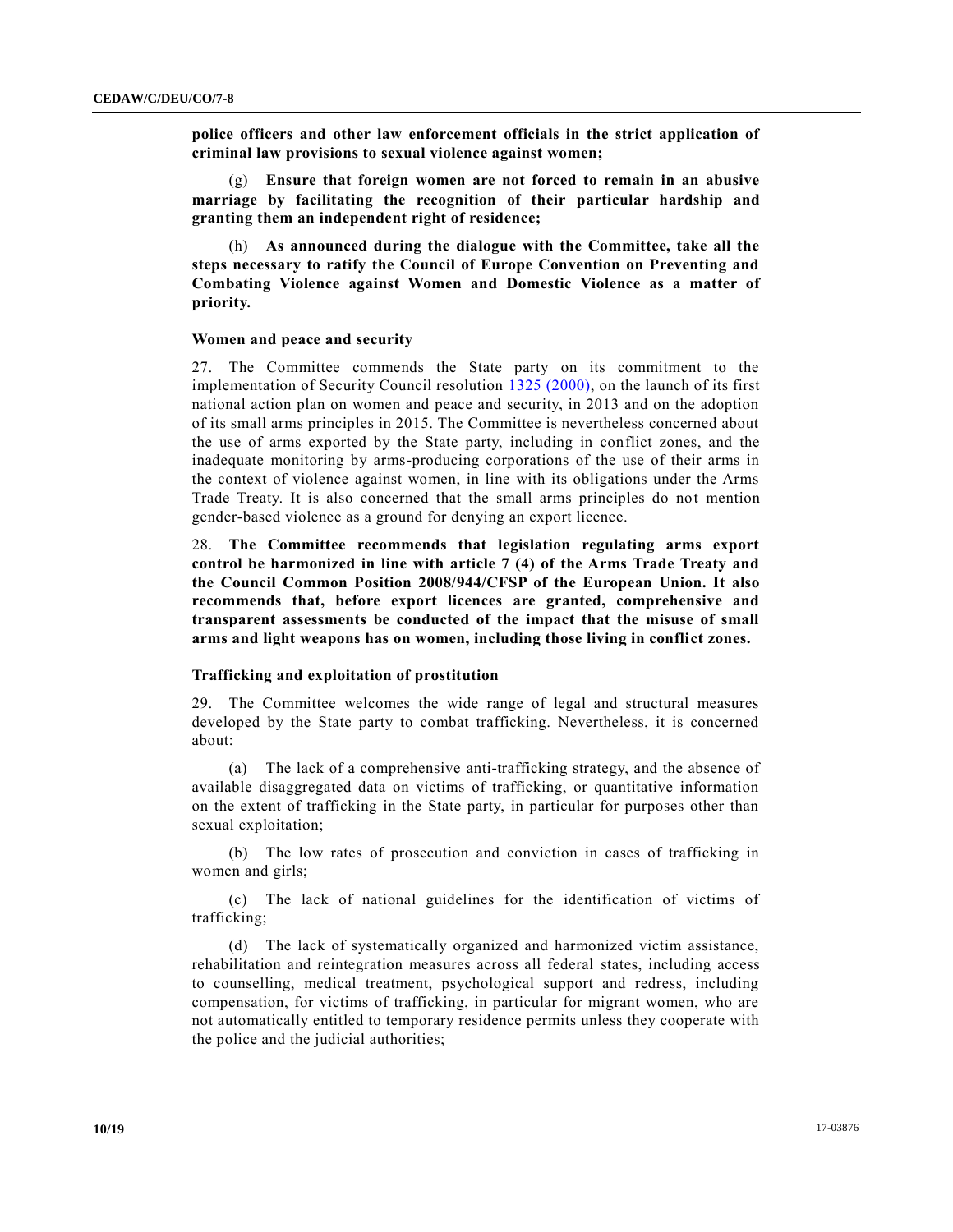**police officers and other law enforcement officials in the strict application of criminal law provisions to sexual violence against women;**

(g) **Ensure that foreign women are not forced to remain in an abusive marriage by facilitating the recognition of their particular hardship and granting them an independent right of residence;**

(h) **As announced during the dialogue with the Committee, take all the steps necessary to ratify the Council of Europe Convention on Preventing and Combating Violence against Women and Domestic Violence as a matter of priority.**

### Women and peace and security

27. The Committee commends the State party on its commitment to the implementation of Security Council resolution 1325 (2000), on the launch of its first national action plan on women and peace and security, in 2013 and on the adoption of its small arms principles in 2015. The Committee is nevertheless concerned about the use of arms exported by the State party, including in conflict zones, and the inadequate monitoring by arms-producing corporations of the use of their arms in the context of violence against women, in line with its obligations under the Arms Trade Treaty. It is also concerned that the small arms principles do not mention gender-based violence as a ground for denying an export licence.

28. **The Committee recommends that legislation regulating arms export control be harmonized in line with article 7 (4) of the Arms Trade Treaty and the Council Common Position 2008/944/CFSP of the European Union. It also recommends that, before export licences are granted, comprehensive and transparent assessments be conducted of the impact that the misuse of small arms and light weapons has on women, including those living in conflict zones.**

### Trafficking and exploitation of prostitution

29. The Committee welcomes the wide range of legal and structural measures developed by the State party to combat trafficking. Nevertheless, it is concerned about:

(a) The lack of a comprehensive anti-trafficking strategy, and the absence of available disaggregated data on victims of trafficking, or quantitative information on the extent of trafficking in the State party, in particular for purposes other than sexual exploitation;

(b) The low rates of prosecution and conviction in cases of trafficking in women and girls;

(c) The lack of national guidelines for the identification of victims of trafficking;

(d) The lack of systematically organized and harmonized victim assistance, rehabilitation and reintegration measures across all federal states, including access to counselling, medical treatment, psychological support and redress, including compensation, for victims of trafficking, in particular for migrant women, who are not automatically entitled to temporary residence permits unless they cooperate with the police and the judicial authorities;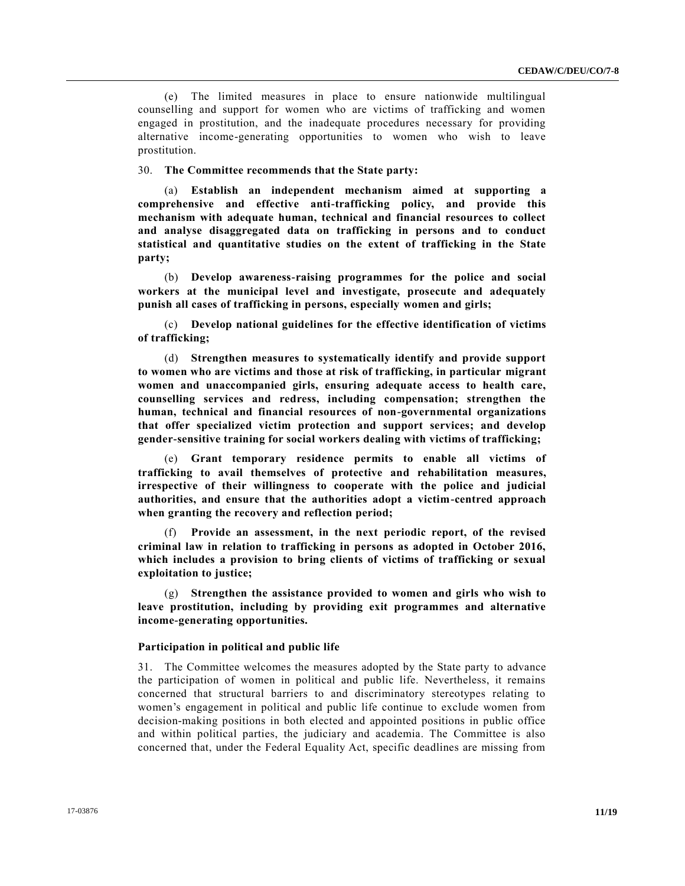(e) The limited measures in place to ensure nationwide multilingual counselling and support for women who are victims of trafficking and women engaged in prostitution, and the inadequate procedures necessary for providing alternative income-generating opportunities to women who wish to leave prostitution.

30. **The Committee recommends that the State party:**

(a) **Establish an independent mechanism aimed at supporting a comprehensive and effective anti-trafficking policy, and provide this mechanism with adequate human, technical and financial resources to collect and analyse disaggregated data on trafficking in persons and to conduct statistical and quantitative studies on the extent of trafficking in the State party;**

(b) **Develop awareness-raising programmes for the police and social workers at the municipal level and investigate, prosecute and adequately punish all cases of trafficking in persons, especially women and girls;**

(c) **Develop national guidelines for the effective identification of victims of trafficking;**

(d) **Strengthen measures to systematically identify and provide support to women who are victims and those at risk of trafficking, in particular migrant women and unaccompanied girls, ensuring adequate access to health care, counselling services and redress, including compensation; strengthen the human, technical and financial resources of non-governmental organizations that offer specialized victim protection and support services; and develop gender-sensitive training for social workers dealing with victims of trafficking;**

(e) **Grant temporary residence permits to enable all victims of trafficking to avail themselves of protective and rehabilitation measures, irrespective of their willingness to cooperate with the police and judicial authorities, and ensure that the authorities adopt a victim-centred approach when granting the recovery and reflection period;**

(f) **Provide an assessment, in the next periodic report, of the revised criminal law in relation to trafficking in persons as adopted in October 2016, which includes a provision to bring clients of victims of trafficking or sexual exploitation to justice;**

(g) **Strengthen the assistance provided to women and girls who wish to leave prostitution, including by providing exit programmes and alternative income-generating opportunities.**

### Participation in political and public life

31. The Committee welcomes the measures adopted by the State party to advance the participation of women in political and public life. Nevertheless, it remains concerned that structural barriers to and discriminatory stereotypes relating to women's engagement in political and public life continue to exclude women from decision-making positions in both elected and appointed positions in public office and within political parties, the judiciary and academia. The Committee is also concerned that, under the Federal Equality Act, specific deadlines are missing from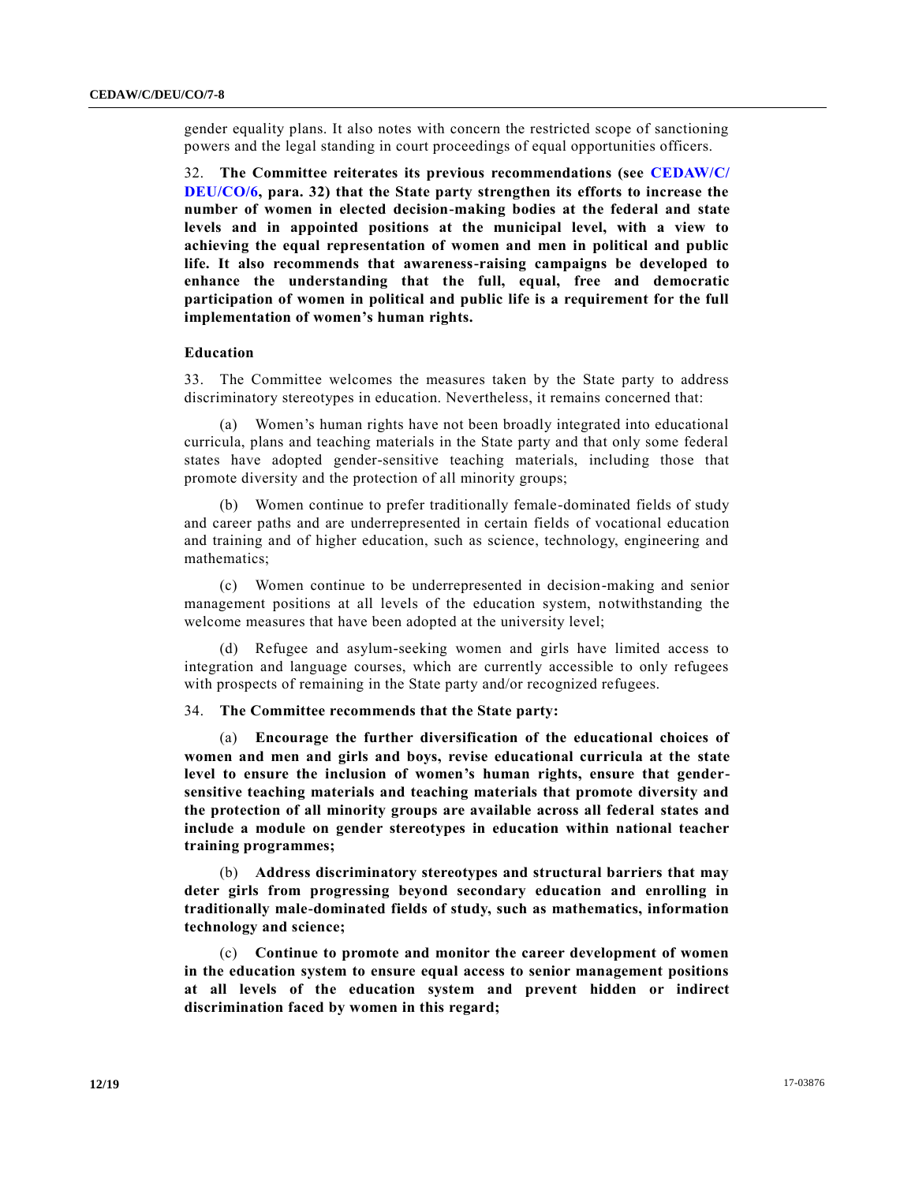gender equality plans. It also notes with concern the restricted scope of sanctioning powers and the legal standing in court proceedings of equal opportunities officers.

32. **The Committee reiterates its previous recommendations (see CEDAW/C/DEU/CO/6, para. 32) that the State party strengthen its efforts to increase the number of women in elected decision-making bodies at the federal and state levels and in appointed positions at the municipal level, with a view to achieving the equal representation of women and men in political and public life. It also recommends that awareness-raising campaigns be developed to enhance the understanding that the full, equal, free and democratic participation of women in political and public life is a requirement for the full implementation of women's human rights.**

### Education

33. The Committee welcomes the measures taken by the State party to address discriminatory stereotypes in education. Nevertheless, it remains concerned that:

(a) Women's human rights have not been broadly integrated into educational curricula, plans and teaching materials in the State party and that only some federal states have adopted gender-sensitive teaching materials, including those that promote diversity and the protection of all minority groups;

(b) Women continue to prefer traditionally female-dominated fields of study and career paths and are underrepresented in certain fields of vocational education and training and of higher education, such as science, technology, engineering and mathematics;

(c) Women continue to be underrepresented in decision-making and senior management positions at all levels of the education system, notwithstanding the welcome measures that have been adopted at the university level;

(d) Refugee and asylum-seeking women and girls have limited access to integration and language courses, which are currently accessible to only refugees with prospects of remaining in the State party and/or recognized refugees.

34. **The Committee recommends that the State party:**

(a) **Encourage the further diversification of the educational choices of women and men and girls and boys, revise educational curricula at the state level to ensure the inclusion of women's human rights, ensure that gender-sensitive teaching materials and teaching materials that promote diversity and the protection of all minority groups are available across all federal states and include a module on gender stereotypes in education within national teacher training programmes;**

(b) **Address discriminatory stereotypes and structural barriers that may deter girls from progressing beyond secondary education and enrolling in traditionally male-dominated fields of study, such as mathematics, information technology and science;**

(c) **Continue to promote and monitor the career development of women in the education system to ensure equal access to senior management positions at all levels of the education system and prevent hidden or indirect discrimination faced by women in this regard;**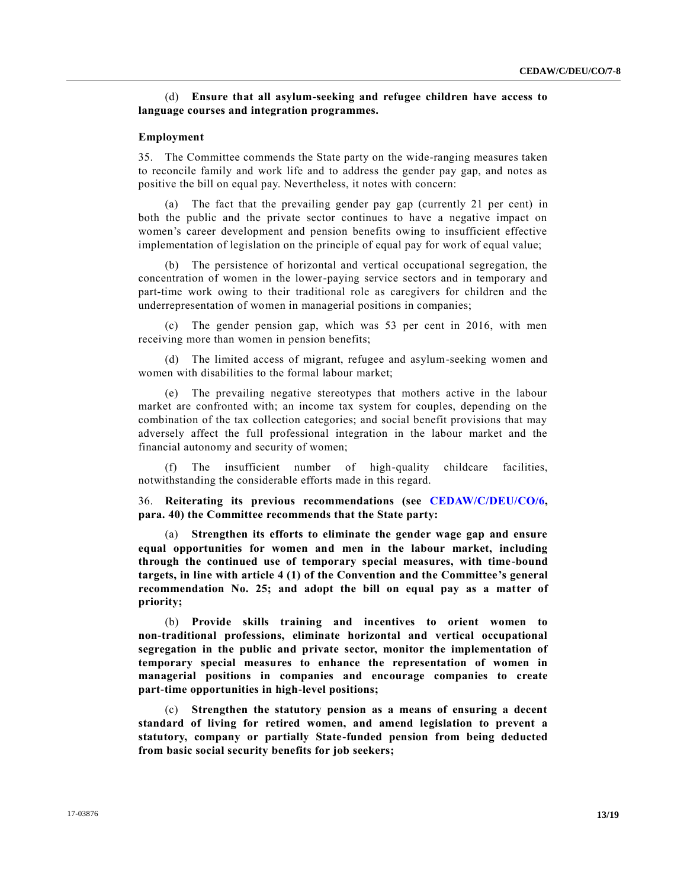(d) **Ensure that all asylum-seeking and refugee children have access to language courses and integration programmes.**

**Employment**

35. The Committee commends the State party on the wide-ranging measures taken to reconcile family and work life and to address the gender pay gap, and notes as positive the bill on equal pay. Nevertheless, it notes with concern:

(a) The fact that the prevailing gender pay gap (currently 21 per cent) in both the public and the private sector continues to have a negative impact on women's career development and pension benefits owing to insufficient effective implementation of legislation on the principle of equal pay for work of equal value;

(b) The persistence of horizontal and vertical occupational segregation, the concentration of women in the lower-paying service sectors and in temporary and part-time work owing to their traditional role as caregivers for children and the underrepresentation of women in managerial positions in companies;

(c) The gender pension gap, which was 53 per cent in 2016, with men receiving more than women in pension benefits;

(d) The limited access of migrant, refugee and asylum-seeking women and women with disabilities to the formal labour market;

(e) The prevailing negative stereotypes that mothers active in the labour market are confronted with; an income tax system for couples, depending on the combination of the tax collection categories; and social benefit provisions that may adversely affect the full professional integration in the labour market and the financial autonomy and security of women;

(f) The insufficient number of high-quality childcare facilities, notwithstanding the considerable efforts made in this regard.

36. **Reiterating its previous recommendations (see CEDAW/C/DEU/CO/6, para. 40) the Committee recommends that the State party:**

(a) **Strengthen its efforts to eliminate the gender wage gap and ensure equal opportunities for women and men in the labour market, including through the continued use of temporary special measures, with time-bound targets, in line with article 4 (1) of the Convention and the Committee's general recommendation No. 25; and adopt the bill on equal pay as a matter of priority;**

(b) **Provide skills training and incentives to orient women to non-traditional professions, eliminate horizontal and vertical occupational segregation in the public and private sector, monitor the implementation of temporary special measures to enhance the representation of women in managerial positions in companies and encourage companies to create part-time opportunities in high-level positions;**

(c) **Strengthen the statutory pension as a means of ensuring a decent standard of living for retired women, and amend legislation to prevent a statutory, company or partially State-funded pension from being deducted from basic social security benefits for job seekers;**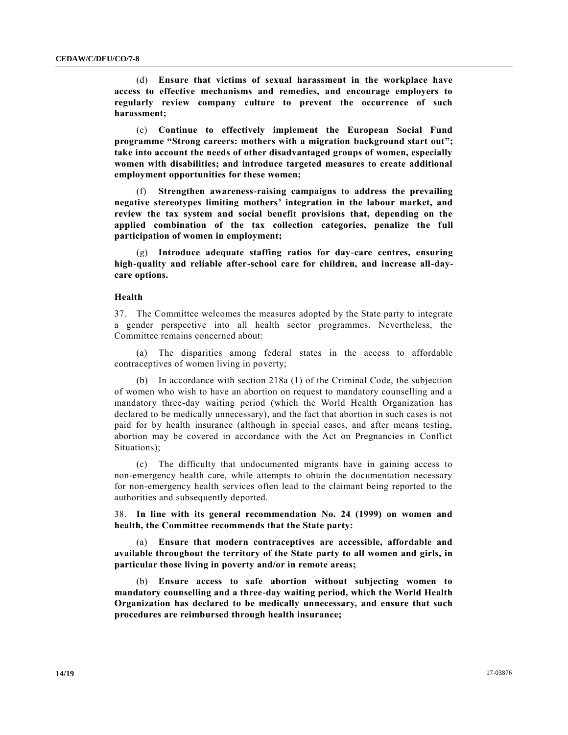(d) **Ensure that victims of sexual harassment in the workplace have access to effective mechanisms and remedies, and encourage employers to regularly review company culture to prevent the occurrence of such harassment;**

(e) **Continue to effectively implement the European Social Fund programme "Strong careers: mothers with a migration background start out"; take into account the needs of other disadvantaged groups of women, especially women with disabilities; and introduce targeted measures to create additional employment opportunities for these women;**

(f) **Strengthen awareness-raising campaigns to address the prevailing negative stereotypes limiting mothers' integration in the labour market, and review the tax system and social benefit provisions that, depending on the applied combination of the tax collection categories, penalize the full participation of women in employment;**

(g) **Introduce adequate staffing ratios for day-care centres, ensuring high-quality and reliable after-school care for children, and increase all-day-care options.**

### Health

37. The Committee welcomes the measures adopted by the State party to integrate a gender perspective into all health sector programmes. Nevertheless, the Committee remains concerned about:

(a) The disparities among federal states in the access to affordable contraceptives of women living in poverty;

(b) In accordance with section 218a (1) of the Criminal Code, the subjection of women who wish to have an abortion on request to mandatory counselling and a mandatory three-day waiting period (which the World Health Organization has declared to be medically unnecessary), and the fact that abortion in such cases is not paid for by health insurance (although in special cases, and after means testing, abortion may be covered in accordance with the Act on Pregnancies in Conflict Situations);

(c) The difficulty that undocumented migrants have in gaining access to non-emergency health care, while attempts to obtain the documentation necessary for non-emergency health services often lead to the claimant being reported to the authorities and subsequently deported.

38. **In line with its general recommendation No. 24 (1999) on women and health, the Committee recommends that the State party:**

(a) **Ensure that modern contraceptives are accessible, affordable and available throughout the territory of the State party to all women and girls, in particular those living in poverty and/or in remote areas;**

(b) **Ensure access to safe abortion without subjecting women to mandatory counselling and a three-day waiting period, which the World Health Organization has declared to be medically unnecessary, and ensure that such procedures are reimbursed through health insurance;**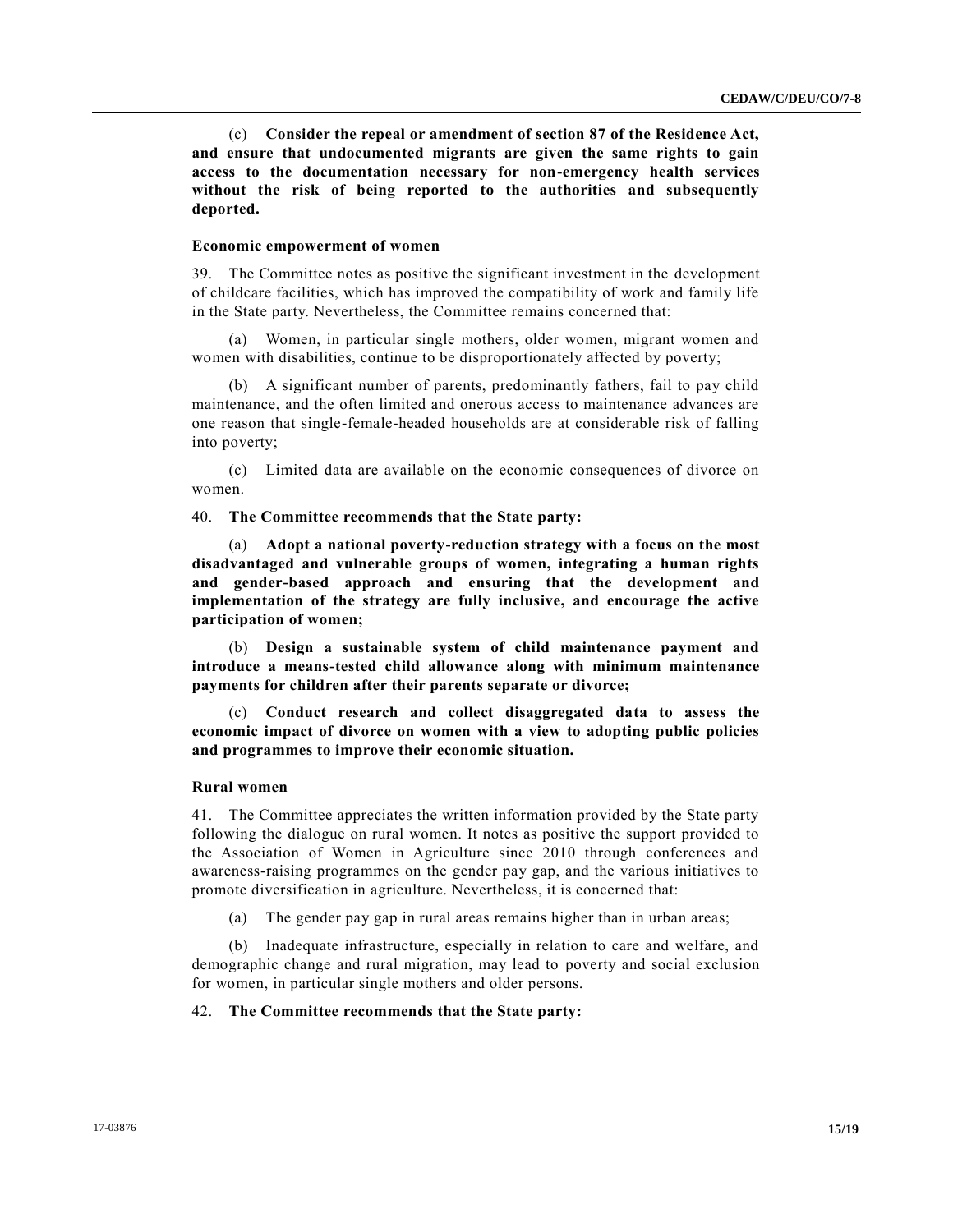(c) **Consider the repeal or amendment of section 87 of the Residence Act, and ensure that undocumented migrants are given the same rights to gain access to the documentation necessary for non-emergency health services without the risk of being reported to the authorities and subsequently deported.**

### Economic empowerment of women

39. The Committee notes as positive the significant investment in the development of childcare facilities, which has improved the compatibility of work and family life in the State party. Nevertheless, the Committee remains concerned that:

(a) Women, in particular single mothers, older women, migrant women and women with disabilities, continue to be disproportionately affected by poverty;

(b) A significant number of parents, predominantly fathers, fail to pay child maintenance, and the often limited and onerous access to maintenance advances are one reason that single-female-headed households are at considerable risk of falling into poverty;

(c) Limited data are available on the economic consequences of divorce on women.

40. **The Committee recommends that the State party:**

(a) **Adopt a national poverty-reduction strategy with a focus on the most disadvantaged and vulnerable groups of women, integrating a human rights and gender-based approach and ensuring that the development and implementation of the strategy are fully inclusive, and encourage the active participation of women;**

(b) **Design a sustainable system of child maintenance payment and introduce a means-tested child allowance along with minimum maintenance payments for children after their parents separate or divorce;**

(c) **Conduct research and collect disaggregated data to assess the economic impact of divorce on women with a view to adopting public policies and programmes to improve their economic situation.**

### Rural women

41. The Committee appreciates the written information provided by the State party following the dialogue on rural women. It notes as positive the support provided to the Association of Women in Agriculture since 2010 through conferences and awareness-raising programmes on the gender pay gap, and the various initiatives to promote diversification in agriculture. Nevertheless, it is concerned that:

(a) The gender pay gap in rural areas remains higher than in urban areas;

(b) Inadequate infrastructure, especially in relation to care and welfare, and demographic change and rural migration, may lead to poverty and social exclusion for women, in particular single mothers and older persons.

42. **The Committee recommends that the State party:**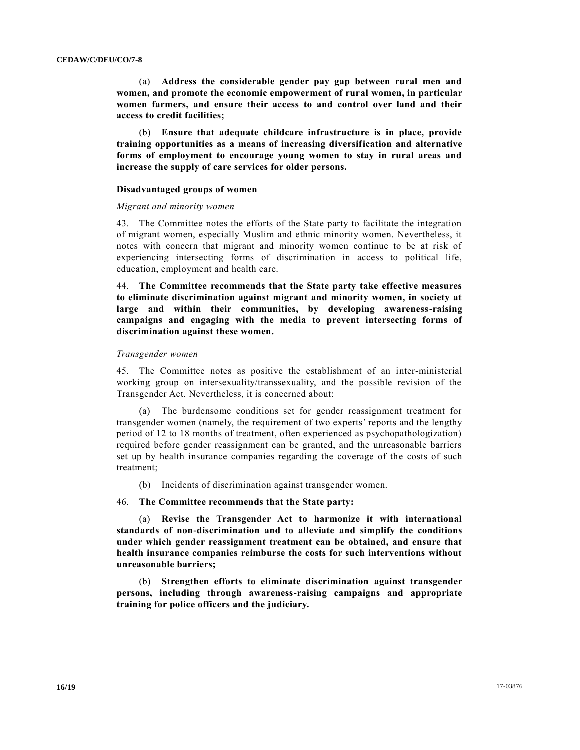(a) **Address the considerable gender pay gap between rural men and women, and promote the economic empowerment of rural women, in particular women farmers, and ensure their access to and control over land and their access to credit facilities;**

(b) **Ensure that adequate childcare infrastructure is in place, provide training opportunities as a means of increasing diversification and alternative forms of employment to encourage young women to stay in rural areas and increase the supply of care services for older persons.**

### Disadvantaged groups of women

*Migrant and minority women*

43. The Committee notes the efforts of the State party to facilitate the integration of migrant women, especially Muslim and ethnic minority women. Nevertheless, it notes with concern that migrant and minority women continue to be at risk of experiencing intersecting forms of discrimination in access to political life, education, employment and health care.

44. **The Committee recommends that the State party take effective measures to eliminate discrimination against migrant and minority women, in society at large and within their communities, by developing awareness-raising campaigns and engaging with the media to prevent intersecting forms of discrimination against these women.**

*Transgender women*

45. The Committee notes as positive the establishment of an inter-ministerial working group on intersexuality/transsexuality, and the possible revision of the Transgender Act. Nevertheless, it is concerned about:

(a) The burdensome conditions set for gender reassignment treatment for transgender women (namely, the requirement of two experts' reports and the lengthy period of 12 to 18 months of treatment, often experienced as psychopathologization) required before gender reassignment can be granted, and the unreasonable barriers set up by health insurance companies regarding the coverage of the costs of such treatment;

(b) Incidents of discrimination against transgender women.

46. **The Committee recommends that the State party:**

(a) **Revise the Transgender Act to harmonize it with international standards of non-discrimination and to alleviate and simplify the conditions under which gender reassignment treatment can be obtained, and ensure that health insurance companies reimburse the costs for such interventions without unreasonable barriers;**

(b) **Strengthen efforts to eliminate discrimination against transgender persons, including through awareness-raising campaigns and appropriate training for police officers and the judiciary.**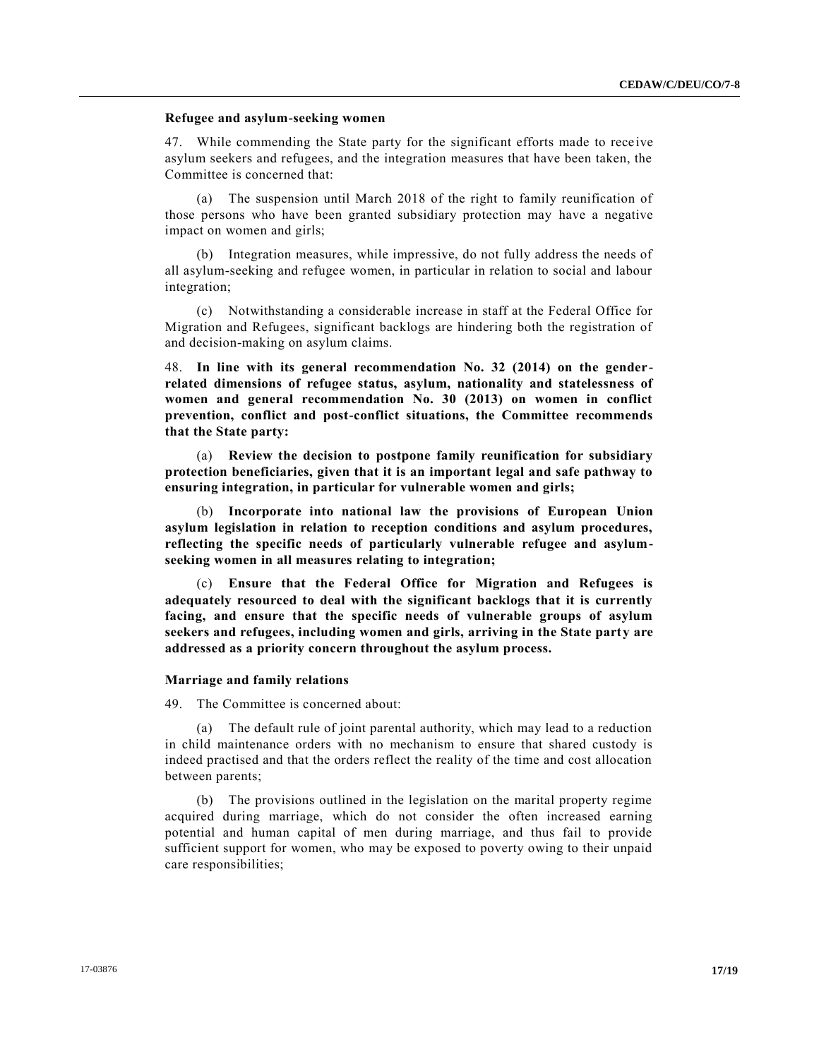### Refugee and asylum-seeking women

47. While commending the State party for the significant efforts made to receive asylum seekers and refugees, and the integration measures that have been taken, the Committee is concerned that:

(a) The suspension until March 2018 of the right to family reunification of those persons who have been granted subsidiary protection may have a negative impact on women and girls;

(b) Integration measures, while impressive, do not fully address the needs of all asylum-seeking and refugee women, in particular in relation to social and labour integration;

(c) Notwithstanding a considerable increase in staff at the Federal Office for Migration and Refugees, significant backlogs are hindering both the registration of and decision-making on asylum claims.

48. **In line with its general recommendation No. 32 (2014) on the gender-related dimensions of refugee status, asylum, nationality and statelessness of women and general recommendation No. 30 (2013) on women in conflict prevention, conflict and post-conflict situations, the Committee recommends that the State party:**

(a) **Review the decision to postpone family reunification for subsidiary protection beneficiaries, given that it is an important legal and safe pathway to ensuring integration, in particular for vulnerable women and girls;**

(b) **Incorporate into national law the provisions of European Union asylum legislation in relation to reception conditions and asylum procedures, reflecting the specific needs of particularly vulnerable refugee and asylum-seeking women in all measures relating to integration;**

(c) **Ensure that the Federal Office for Migration and Refugees is adequately resourced to deal with the significant backlogs that it is currently facing, and ensure that the specific needs of vulnerable groups of asylum seekers and refugees, including women and girls, arriving in the State party are addressed as a priority concern throughout the asylum process.**

### Marriage and family relations

49. The Committee is concerned about:

(a) The default rule of joint parental authority, which may lead to a reduction in child maintenance orders with no mechanism to ensure that shared custody is indeed practised and that the orders reflect the reality of the time and cost allocation between parents;

(b) The provisions outlined in the legislation on the marital property regime acquired during marriage, which do not consider the often increased earning potential and human capital of men during marriage, and thus fail to provide sufficient support for women, who may be exposed to poverty owing to their unpaid care responsibilities;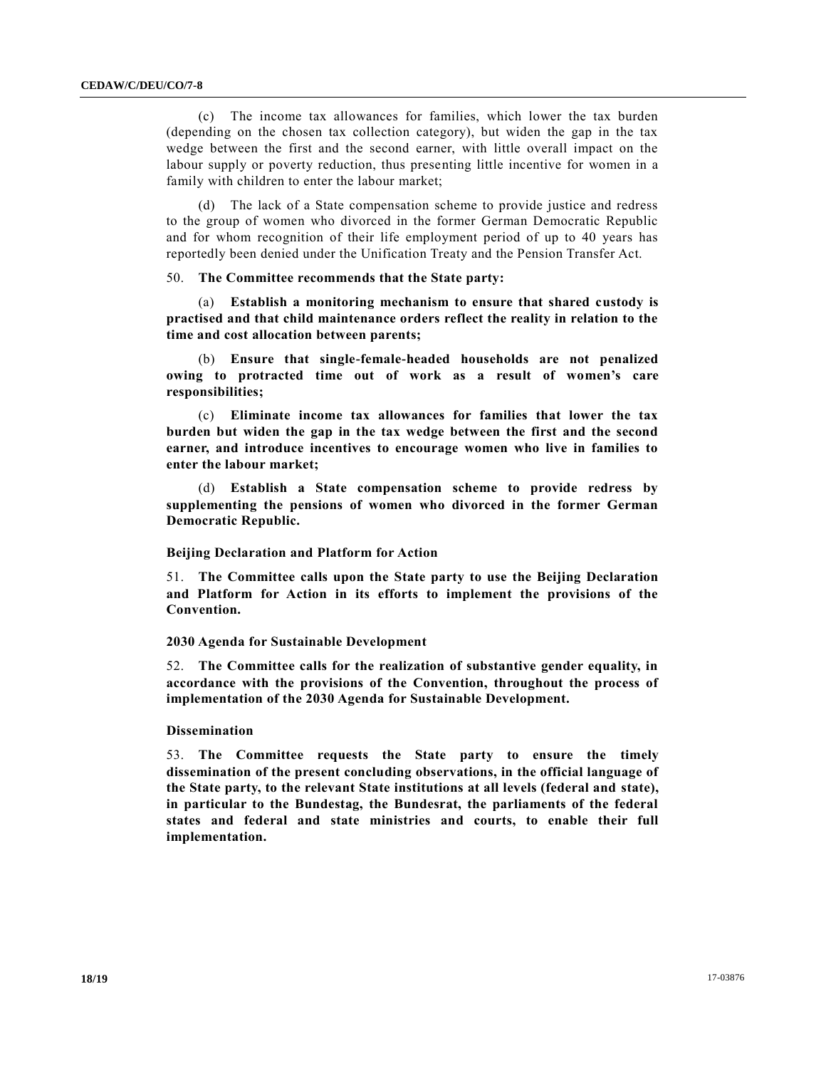(c) The income tax allowances for families, which lower the tax burden (depending on the chosen tax collection category), but widen the gap in the tax wedge between the first and the second earner, with little overall impact on the labour supply or poverty reduction, thus presenting little incentive for women in a family with children to enter the labour market;

(d) The lack of a State compensation scheme to provide justice and redress to the group of women who divorced in the former German Democratic Republic and for whom recognition of their life employment period of up to 40 years has reportedly been denied under the Unification Treaty and the Pension Transfer Act.

50. **The Committee recommends that the State party:**

(a) **Establish a monitoring mechanism to ensure that shared custody is practised and that child maintenance orders reflect the reality in relation to the time and cost allocation between parents;**

(b) **Ensure that single-female-headed households are not penalized owing to protracted time out of work as a result of women's care responsibilities;**

(c) **Eliminate income tax allowances for families that lower the tax burden but widen the gap in the tax wedge between the first and the second earner, and introduce incentives to encourage women who live in families to enter the labour market;**

(d) **Establish a State compensation scheme to provide redress by supplementing the pensions of women who divorced in the former German Democratic Republic.**

### Beijing Declaration and Platform for Action

51. **The Committee calls upon the State party to use the Beijing Declaration and Platform for Action in its efforts to implement the provisions of the Convention.**

### 2030 Agenda for Sustainable Development

52. **The Committee calls for the realization of substantive gender equality, in accordance with the provisions of the Convention, throughout the process of implementation of the 2030 Agenda for Sustainable Development.**

### Dissemination

53. **The Committee requests the State party to ensure the timely dissemination of the present concluding observations, in the official language of the State party, to the relevant State institutions at all levels (federal and state), in particular to the Bundestag, the Bundesrat, the parliaments of the federal states and federal and state ministries and courts, to enable their full implementation.**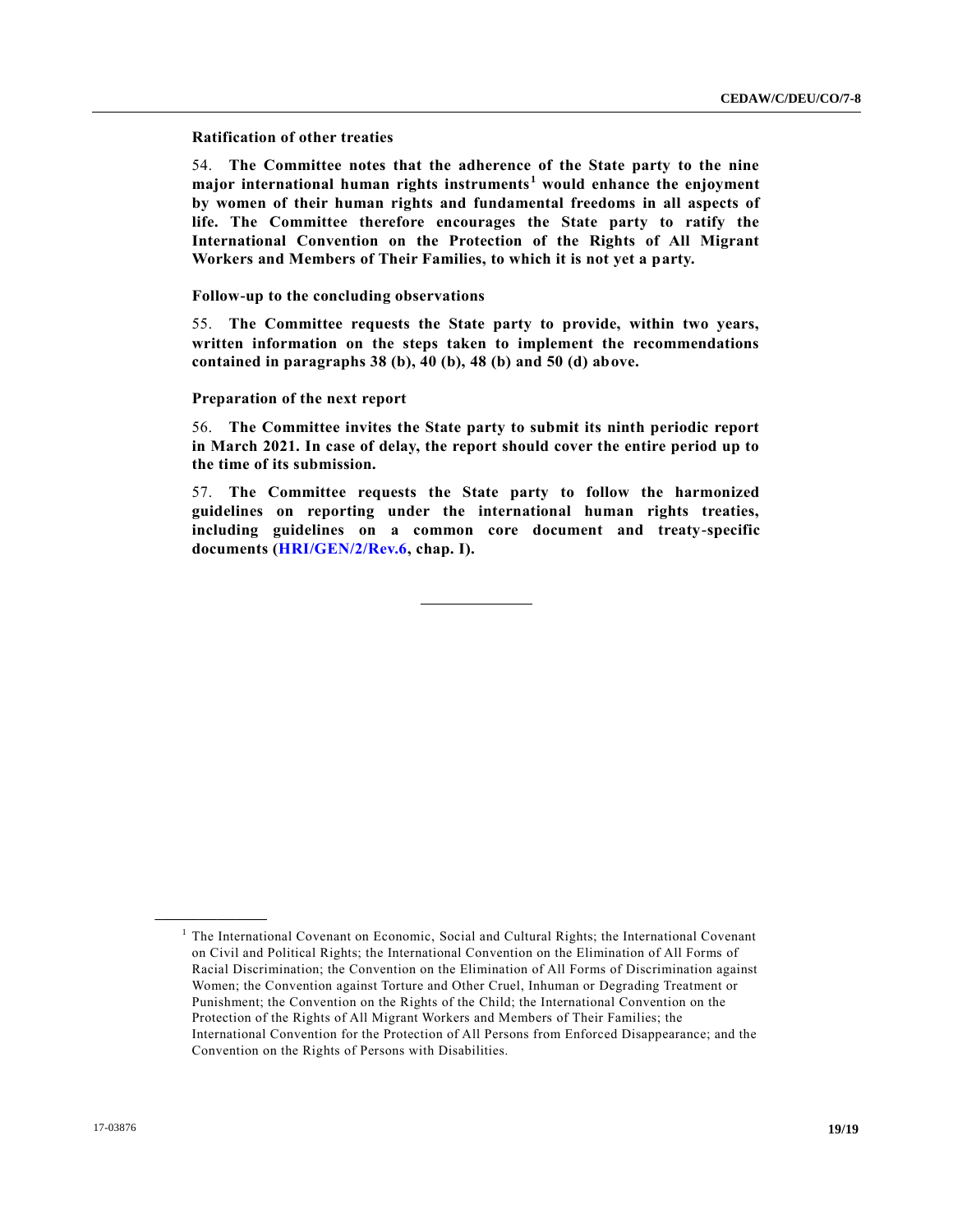### Ratification of other treaties

54. **The Committee notes that the adherence of the State party to the nine major international human rights instruments[1] would enhance the enjoyment by women of their human rights and fundamental freedoms in all aspects of life. The Committee therefore encourages the State party to ratify the International Convention on the Protection of the Rights of All Migrant Workers and Members of Their Families, to which it is not yet a party.**

### Follow-up to the concluding observations

55. **The Committee requests the State party to provide, within two years, written information on the steps taken to implement the recommendations contained in paragraphs 38 (b), 40 (b), 48 (b) and 50 (d) above.**

### Preparation of the next report

56. **The Committee invites the State party to submit its ninth periodic report in March 2021. In case of delay, the report should cover the entire period up to the time of its submission.**

57. **The Committee requests the State party to follow the harmonized guidelines on reporting under the international human rights treaties, including guidelines on a common core document and treaty-specific documents (HRI/GEN/2/Rev.6, chap. I).**

---

[1] The International Covenant on Economic, Social and Cultural Rights; the International Covenant on Civil and Political Rights; the International Convention on the Elimination of All Forms of Racial Discrimination; the Convention on the Elimination of All Forms of Discrimination against Women; the Convention against Torture and Other Cruel, Inhuman or Degrading Treatment or Punishment; the Convention on the Rights of the Child; the International Convention on the Protection of the Rights of All Migrant Workers and Members of Their Families; the International Convention for the Protection of All Persons from Enforced Disappearance; and the Convention on the Rights of Persons with Disabilities.